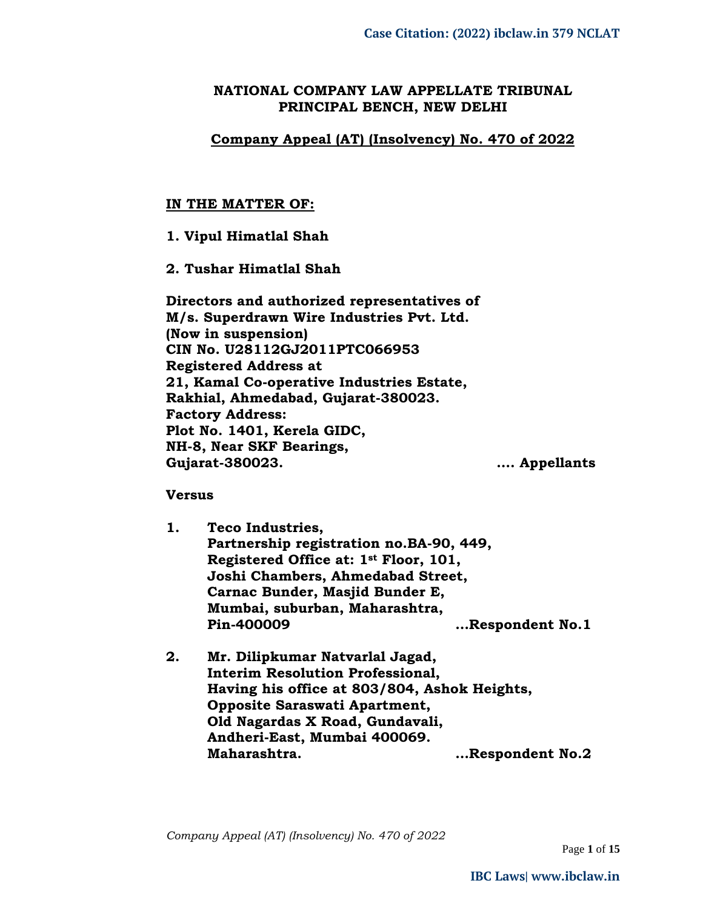**NATIONAL COMPANY LAW APPELLATE TRIBUNAL**
**PRINCIPAL BENCH, NEW DELHI**

**Company Appeal (AT) (Insolvency) No. 470 of 2022**

**IN THE MATTER OF:**

**1. Vipul Himatlal Shah**

**2. Tushar Himatlal Shah**

**Directors and authorized representatives of**
**M/s. Superdrawn Wire Industries Pvt. Ltd.**
**(Now in suspension)**
**CIN No. U28112GJ2011PTC066953**
**Registered Address at**
**21, Kamal Co-operative Industries Estate,**
**Rakhial, Ahmedabad, Gujarat-380023.**
**Factory Address:**
**Plot No. 1401, Kerela GIDC,**
**NH-8, Near SKF Bearings,**
**Gujarat-380023.** **.... Appellants**

**Versus**

**1. Teco Industries,**
**Partnership registration no.BA-90, 449,**
**Registered Office at: 1st Floor, 101,**
**Joshi Chambers, Ahmedabad Street,**
**Carnac Bunder, Masjid Bunder E,**
**Mumbai, suburban, Maharashtra,**
**Pin-400009** **...Respondent No.1**

**2. Mr. Dilipkumar Natvarlal Jagad,**
**Interim Resolution Professional,**
**Having his office at 803/804, Ashok Heights,**
**Opposite Saraswati Apartment,**
**Old Nagardas X Road, Gundavali,**
**Andheri-East, Mumbai 400069.**
**Maharashtra.** **...Respondent No.2**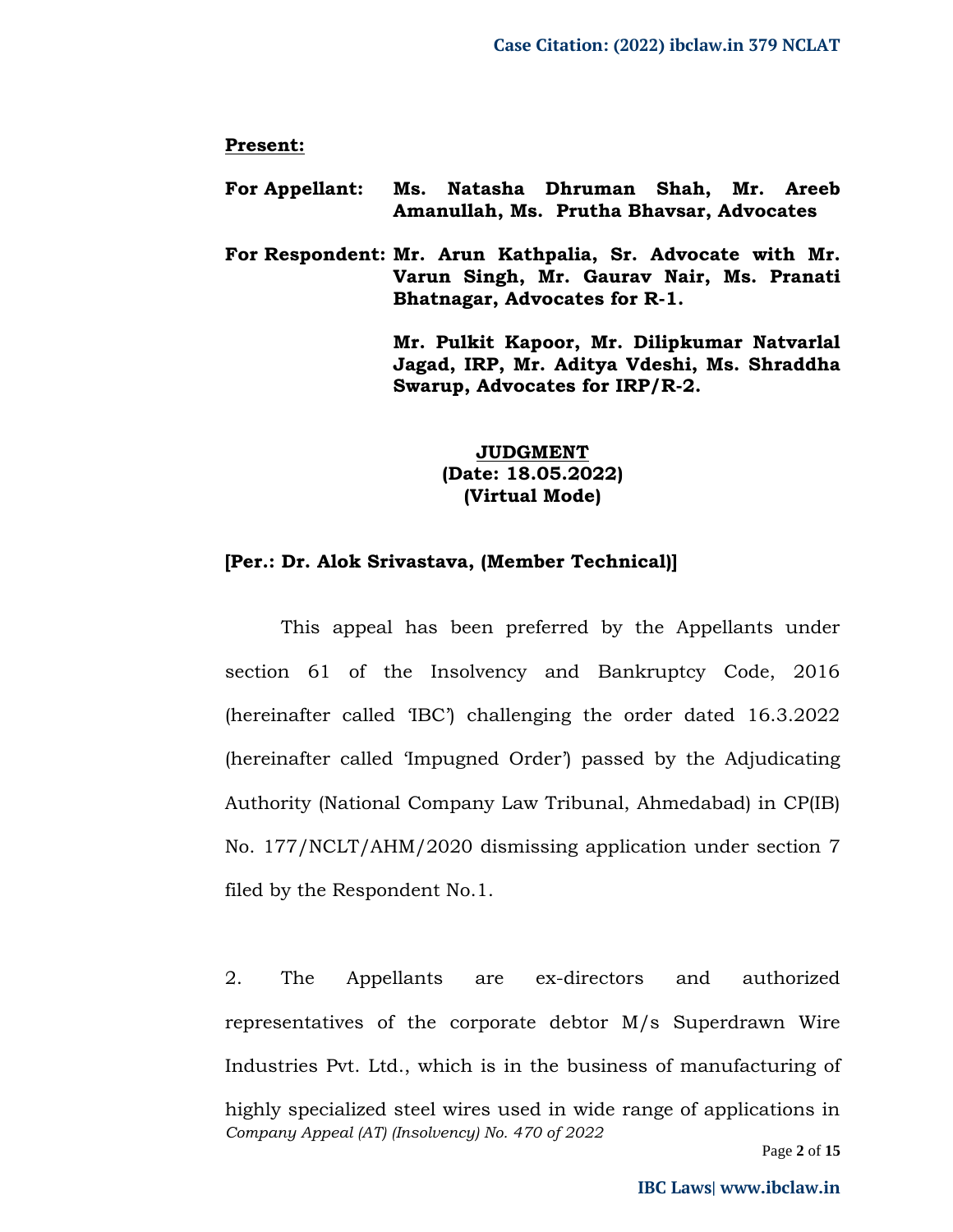**Present:**

**For Appellant:** **Ms. Natasha Dhruman Shah, Mr. Areeb Amanullah, Ms. Prutha Bhavsar, Advocates**

**For Respondent:** **Mr. Arun Kathpalia, Sr. Advocate with Mr. Varun Singh, Mr. Gaurav Nair, Ms. Pranati Bhatnagar, Advocates for R-1.**

**Mr. Pulkit Kapoor, Mr. Dilipkumar Natvarlal Jagad, IRP, Mr. Aditya Vdeshi, Ms. Shraddha Swarup, Advocates for IRP/R-2.**

**JUDGMENT**
**(Date: 18.05.2022)**
**(Virtual Mode)**

**[Per.: Dr. Alok Srivastava, (Member Technical)]**

This appeal has been preferred by the Appellants under section 61 of the Insolvency and Bankruptcy Code, 2016 (hereinafter called 'IBC') challenging the order dated 16.3.2022 (hereinafter called 'Impugned Order') passed by the Adjudicating Authority (National Company Law Tribunal, Ahmedabad) in CP(IB) No. 177/NCLT/AHM/2020 dismissing application under section 7 filed by the Respondent No.1.

2. The Appellants are ex-directors and authorized representatives of the corporate debtor M/s Superdrawn Wire Industries Pvt. Ltd., which is in the business of manufacturing of highly specialized steel wires used in wide range of applications in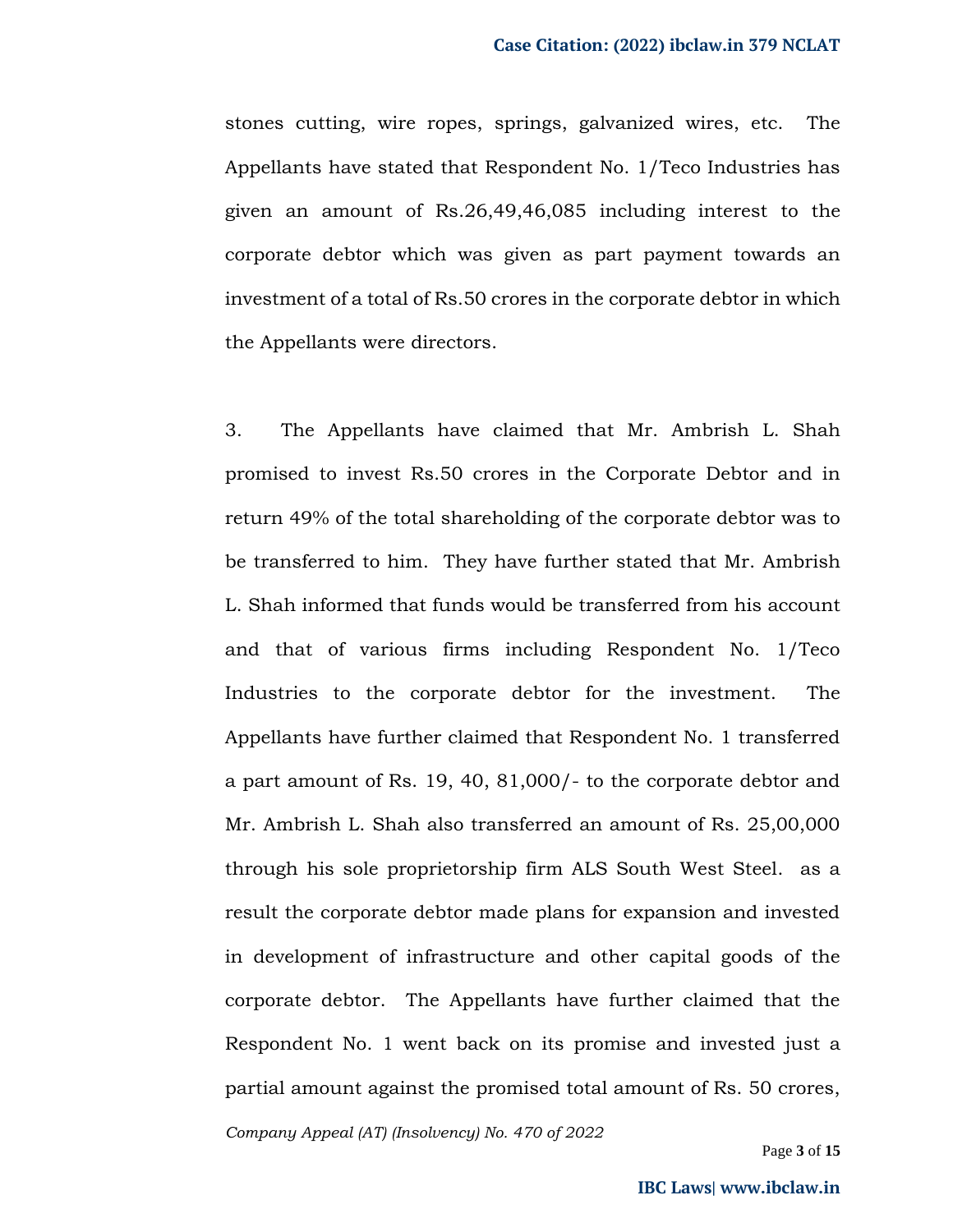stones cutting, wire ropes, springs, galvanized wires, etc. The Appellants have stated that Respondent No. 1/Teco Industries has given an amount of Rs.26,49,46,085 including interest to the corporate debtor which was given as part payment towards an investment of a total of Rs.50 crores in the corporate debtor in which the Appellants were directors.

3. The Appellants have claimed that Mr. Ambrish L. Shah promised to invest Rs.50 crores in the Corporate Debtor and in return 49% of the total shareholding of the corporate debtor was to be transferred to him. They have further stated that Mr. Ambrish L. Shah informed that funds would be transferred from his account and that of various firms including Respondent No. 1/Teco Industries to the corporate debtor for the investment. The Appellants have further claimed that Respondent No. 1 transferred a part amount of Rs. 19, 40, 81,000/- to the corporate debtor and Mr. Ambrish L. Shah also transferred an amount of Rs. 25,00,000 through his sole proprietorship firm ALS South West Steel. as a result the corporate debtor made plans for expansion and invested in development of infrastructure and other capital goods of the corporate debtor. The Appellants have further claimed that the Respondent No. 1 went back on its promise and invested just a partial amount against the promised total amount of Rs. 50 crores,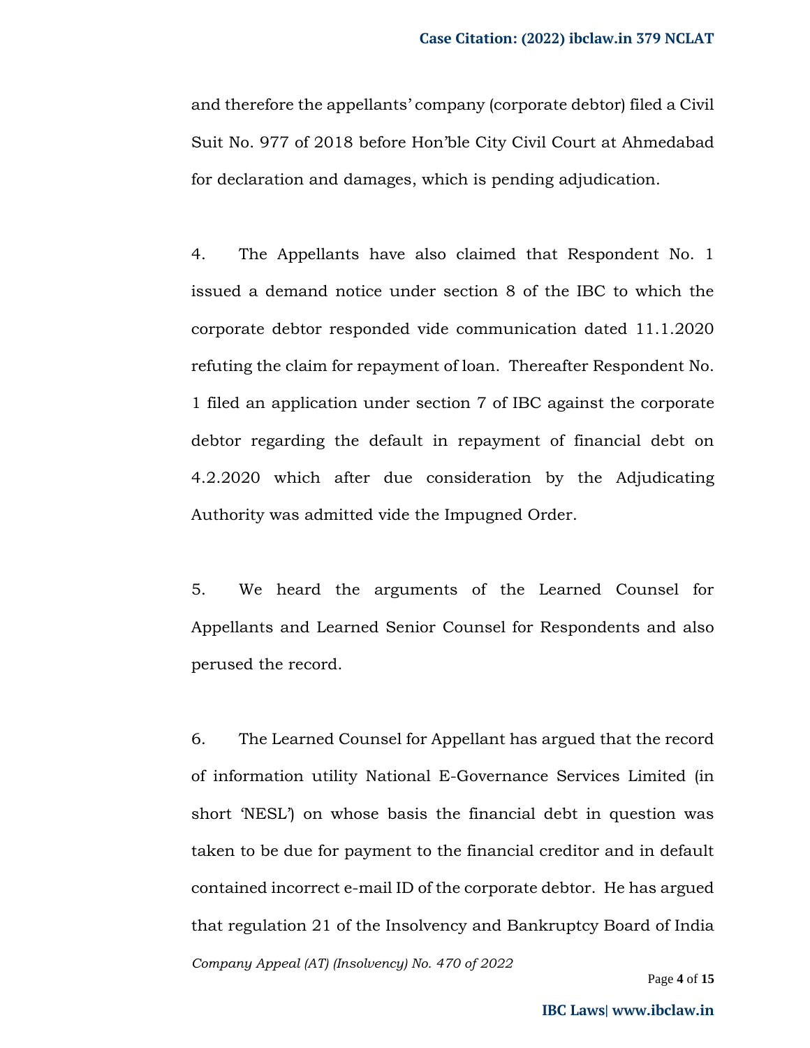and therefore the appellants' company (corporate debtor) filed a Civil Suit No. 977 of 2018 before Hon'ble City Civil Court at Ahmedabad for declaration and damages, which is pending adjudication.

4. The Appellants have also claimed that Respondent No. 1 issued a demand notice under section 8 of the IBC to which the corporate debtor responded vide communication dated 11.1.2020 refuting the claim for repayment of loan. Thereafter Respondent No. 1 filed an application under section 7 of IBC against the corporate debtor regarding the default in repayment of financial debt on 4.2.2020 which after due consideration by the Adjudicating Authority was admitted vide the Impugned Order.

5. We heard the arguments of the Learned Counsel for Appellants and Learned Senior Counsel for Respondents and also perused the record.

6. The Learned Counsel for Appellant has argued that the record of information utility National E-Governance Services Limited (in short 'NESL') on whose basis the financial debt in question was taken to be due for payment to the financial creditor and in default contained incorrect e-mail ID of the corporate debtor. He has argued that regulation 21 of the Insolvency and Bankruptcy Board of India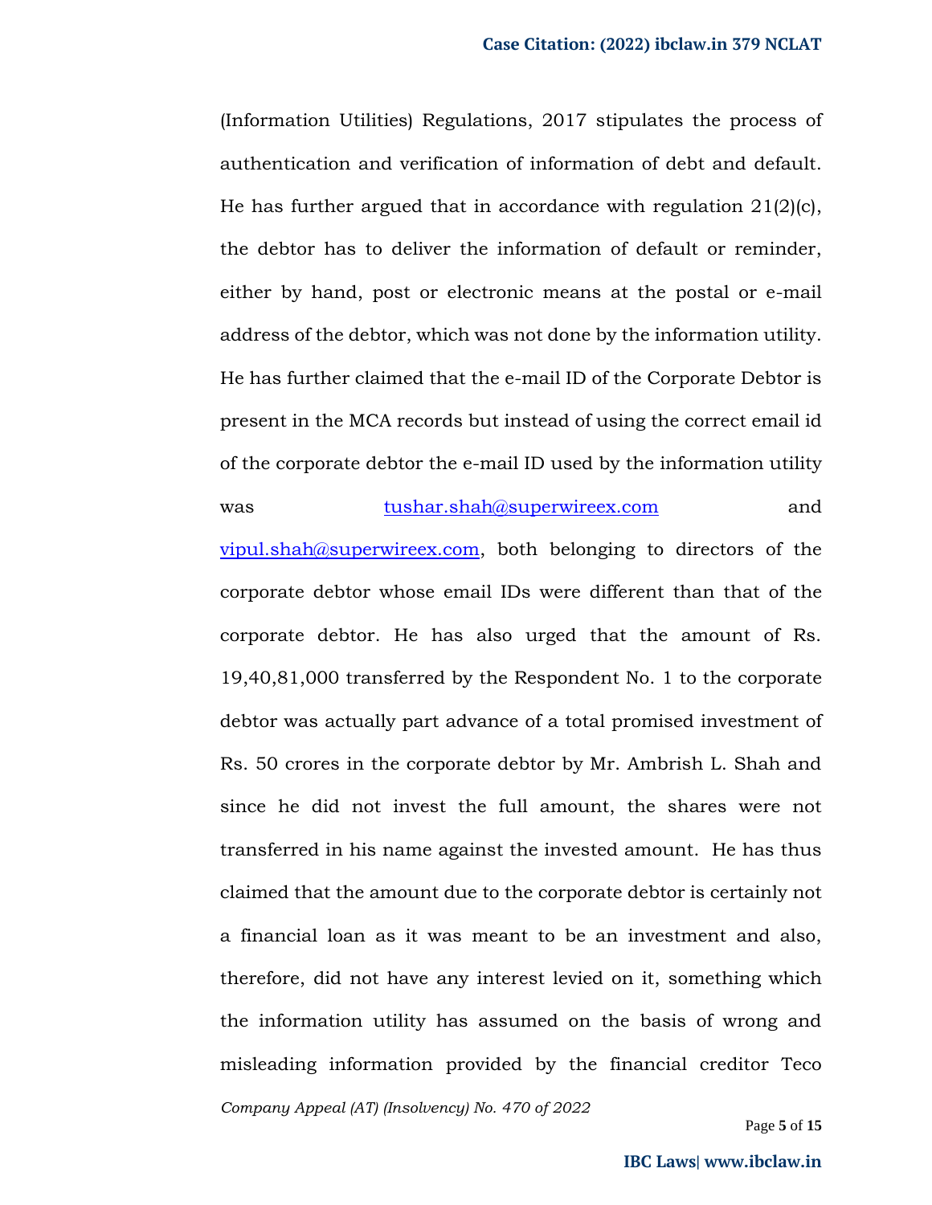(Information Utilities) Regulations, 2017 stipulates the process of authentication and verification of information of debt and default. He has further argued that in accordance with regulation 21(2)(c), the debtor has to deliver the information of default or reminder, either by hand, post or electronic means at the postal or e-mail address of the debtor, which was not done by the information utility. He has further claimed that the e-mail ID of the Corporate Debtor is present in the MCA records but instead of using the correct email id of the corporate debtor the e-mail ID used by the information utility was tushar.shah@superwireex.com and vipul.shah@superwireex.com, both belonging to directors of the corporate debtor whose email IDs were different than that of the corporate debtor. He has also urged that the amount of Rs. 19,40,81,000 transferred by the Respondent No. 1 to the corporate debtor was actually part advance of a total promised investment of Rs. 50 crores in the corporate debtor by Mr. Ambrish L. Shah and since he did not invest the full amount, the shares were not transferred in his name against the invested amount. He has thus claimed that the amount due to the corporate debtor is certainly not a financial loan as it was meant to be an investment and also, therefore, did not have any interest levied on it, something which the information utility has assumed on the basis of wrong and misleading information provided by the financial creditor Teco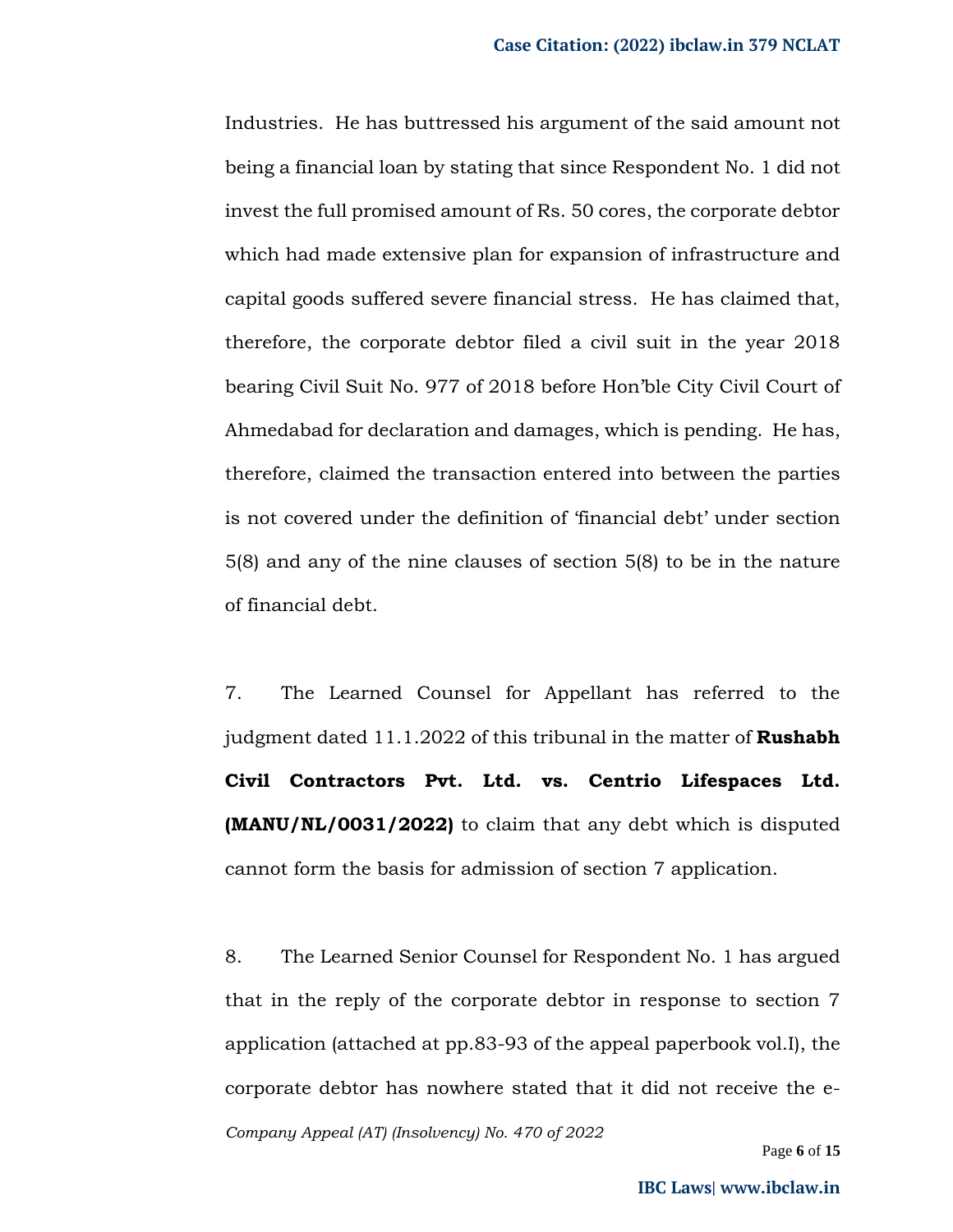Industries. He has buttressed his argument of the said amount not being a financial loan by stating that since Respondent No. 1 did not invest the full promised amount of Rs. 50 cores, the corporate debtor which had made extensive plan for expansion of infrastructure and capital goods suffered severe financial stress. He has claimed that, therefore, the corporate debtor filed a civil suit in the year 2018 bearing Civil Suit No. 977 of 2018 before Hon'ble City Civil Court of Ahmedabad for declaration and damages, which is pending. He has, therefore, claimed the transaction entered into between the parties is not covered under the definition of 'financial debt' under section 5(8) and any of the nine clauses of section 5(8) to be in the nature of financial debt.

7. The Learned Counsel for Appellant has referred to the judgment dated 11.1.2022 of this tribunal in the matter of **Rushabh Civil Contractors Pvt. Ltd. vs. Centrio Lifespaces Ltd. (MANU/NL/0031/2022)** to claim that any debt which is disputed cannot form the basis for admission of section 7 application.

8. The Learned Senior Counsel for Respondent No. 1 has argued that in the reply of the corporate debtor in response to section 7 application (attached at pp.83-93 of the appeal paperbook vol.I), the corporate debtor has nowhere stated that it did not receive the e-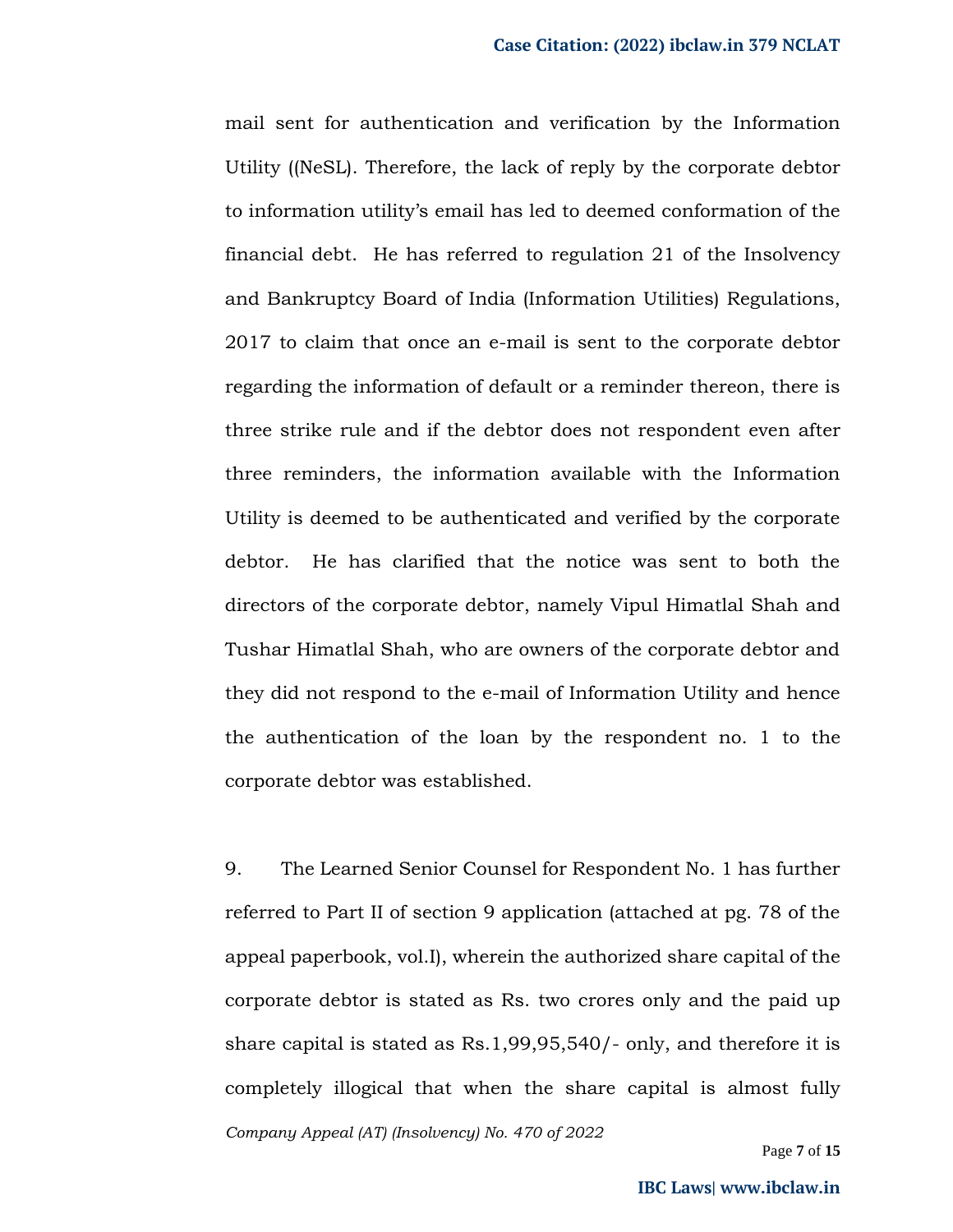mail sent for authentication and verification by the Information Utility ((NeSL). Therefore, the lack of reply by the corporate debtor to information utility's email has led to deemed conformation of the financial debt. He has referred to regulation 21 of the Insolvency and Bankruptcy Board of India (Information Utilities) Regulations, 2017 to claim that once an e-mail is sent to the corporate debtor regarding the information of default or a reminder thereon, there is three strike rule and if the debtor does not respondent even after three reminders, the information available with the Information Utility is deemed to be authenticated and verified by the corporate debtor. He has clarified that the notice was sent to both the directors of the corporate debtor, namely Vipul Himatlal Shah and Tushar Himatlal Shah, who are owners of the corporate debtor and they did not respond to the e-mail of Information Utility and hence the authentication of the loan by the respondent no. 1 to the corporate debtor was established.

9. The Learned Senior Counsel for Respondent No. 1 has further referred to Part II of section 9 application (attached at pg. 78 of the appeal paperbook, vol.I), wherein the authorized share capital of the corporate debtor is stated as Rs. two crores only and the paid up share capital is stated as Rs.1,99,95,540/- only, and therefore it is completely illogical that when the share capital is almost fully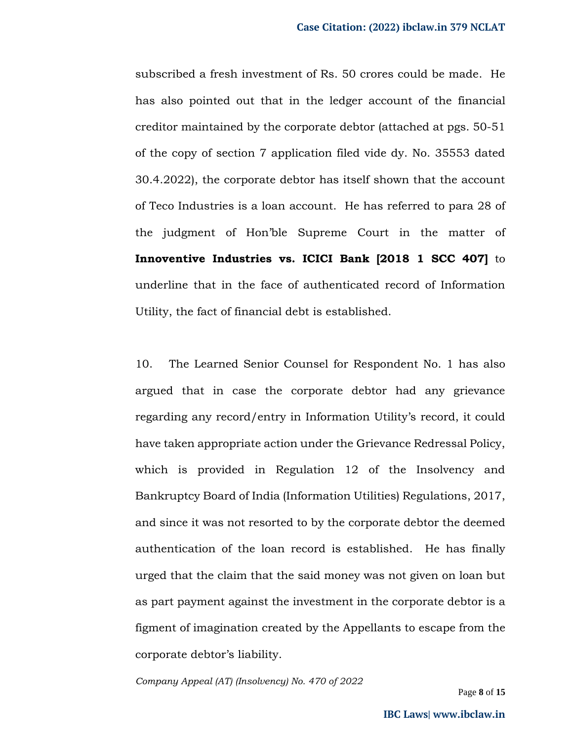subscribed a fresh investment of Rs. 50 crores could be made. He has also pointed out that in the ledger account of the financial creditor maintained by the corporate debtor (attached at pgs. 50-51 of the copy of section 7 application filed vide dy. No. 35553 dated 30.4.2022), the corporate debtor has itself shown that the account of Teco Industries is a loan account. He has referred to para 28 of the judgment of Hon'ble Supreme Court in the matter of **Innoventive Industries vs. ICICI Bank [2018 1 SCC 407]** to underline that in the face of authenticated record of Information Utility, the fact of financial debt is established.

10. The Learned Senior Counsel for Respondent No. 1 has also argued that in case the corporate debtor had any grievance regarding any record/entry in Information Utility's record, it could have taken appropriate action under the Grievance Redressal Policy, which is provided in Regulation 12 of the Insolvency and Bankruptcy Board of India (Information Utilities) Regulations, 2017, and since it was not resorted to by the corporate debtor the deemed authentication of the loan record is established. He has finally urged that the claim that the said money was not given on loan but as part payment against the investment in the corporate debtor is a figment of imagination created by the Appellants to escape from the corporate debtor's liability.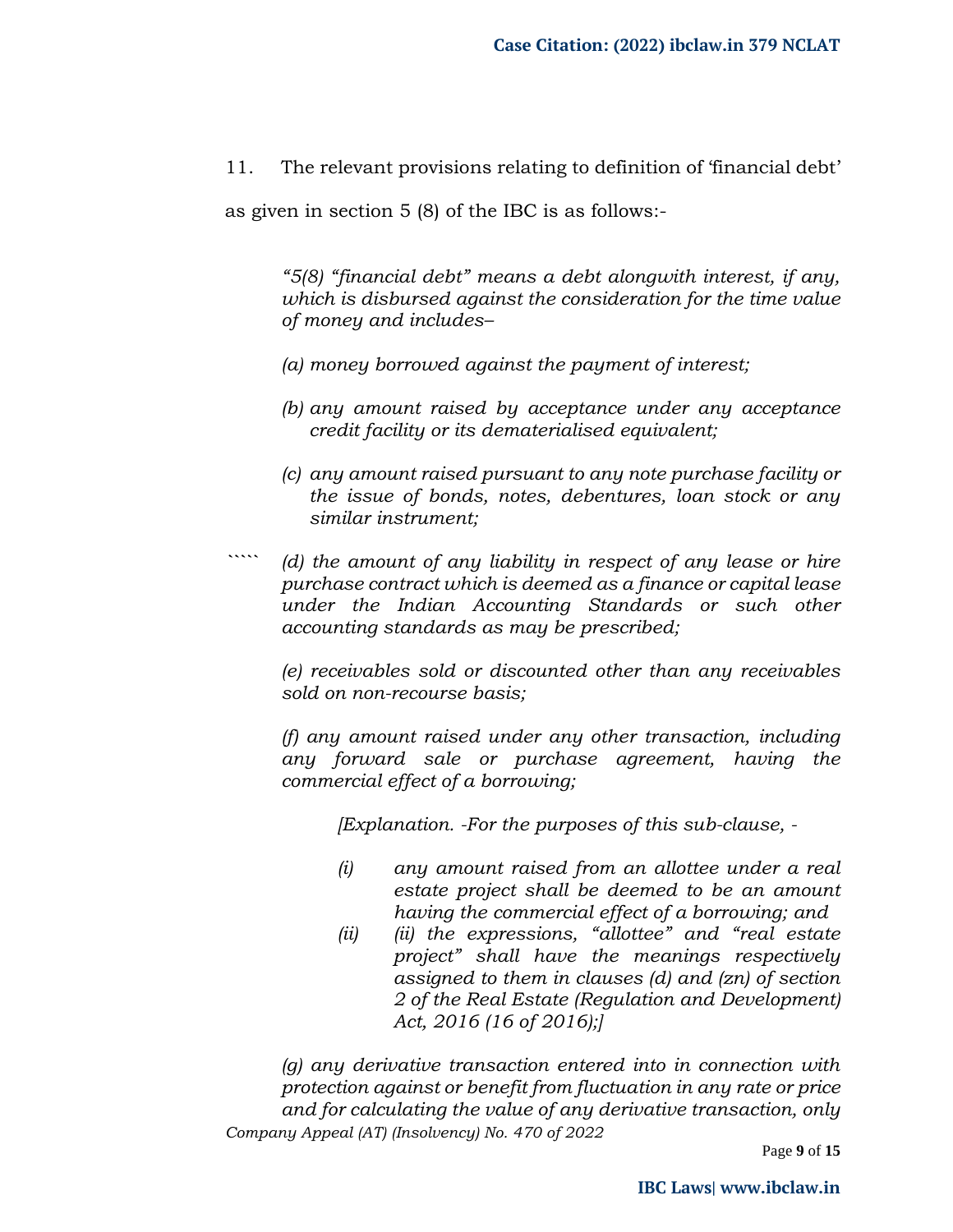11. The relevant provisions relating to definition of 'financial debt' as given in section 5 (8) of the IBC is as follows:-

> *"5(8) "financial debt" means a debt alongwith interest, if any, which is disbursed against the consideration for the time value of money and includes–*
>
> *(a) money borrowed against the payment of interest;*
>
> *(b) any amount raised by acceptance under any acceptance credit facility or its dematerialised equivalent;*
>
> *(c) any amount raised pursuant to any note purchase facility or the issue of bonds, notes, debentures, loan stock or any similar instrument;*
>
> *(d) the amount of any liability in respect of any lease or hire purchase contract which is deemed as a finance or capital lease under the Indian Accounting Standards or such other accounting standards as may be prescribed;*
>
> *(e) receivables sold or discounted other than any receivables sold on non-recourse basis;*
>
> *(f) any amount raised under any other transaction, including any forward sale or purchase agreement, having the commercial effect of a borrowing;*
>
> > *[Explanation. -For the purposes of this sub-clause, -*
> >
> > *(i) any amount raised from an allottee under a real estate project shall be deemed to be an amount having the commercial effect of a borrowing; and*
> >
> > *(ii) (ii) the expressions, "allottee" and "real estate project" shall have the meanings respectively assigned to them in clauses (d) and (zn) of section 2 of the Real Estate (Regulation and Development) Act, 2016 (16 of 2016);]*
>
> *(g) any derivative transaction entered into in connection with protection against or benefit from fluctuation in any rate or price and for calculating the value of any derivative transaction, only*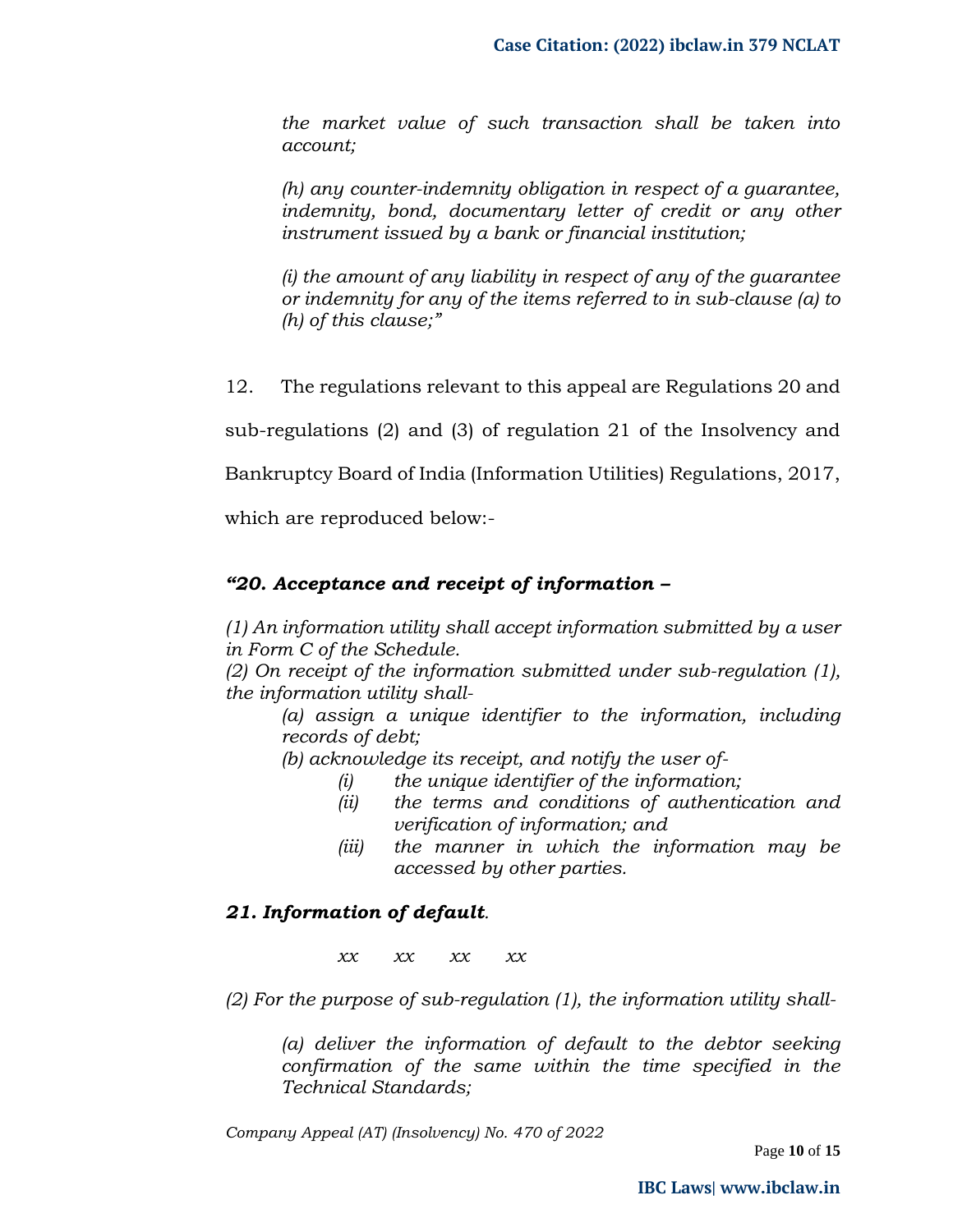*the market value of such transaction shall be taken into account;*

*(h) any counter-indemnity obligation in respect of a guarantee, indemnity, bond, documentary letter of credit or any other instrument issued by a bank or financial institution;*

*(i) the amount of any liability in respect of any of the guarantee or indemnity for any of the items referred to in sub-clause (a) to (h) of this clause;"*

12. The regulations relevant to this appeal are Regulations 20 and sub-regulations (2) and (3) of regulation 21 of the Insolvency and Bankruptcy Board of India (Information Utilities) Regulations, 2017, which are reproduced below:-

***"20. Acceptance and receipt of information –***

*(1) An information utility shall accept information submitted by a user in Form C of the Schedule.*
*(2) On receipt of the information submitted under sub-regulation (1), the information utility shall-*

> *(a) assign a unique identifier to the information, including records of debt;*
> *(b) acknowledge its receipt, and notify the user of-*
> > *(i) the unique identifier of the information;*
> > *(ii) the terms and conditions of authentication and verification of information; and*
> > *(iii) the manner in which the information may be accessed by other parties.*

***21. Information of default**.*

*xx xx xx xx*

*(2) For the purpose of sub-regulation (1), the information utility shall-*

> *(a) deliver the information of default to the debtor seeking confirmation of the same within the time specified in the Technical Standards;*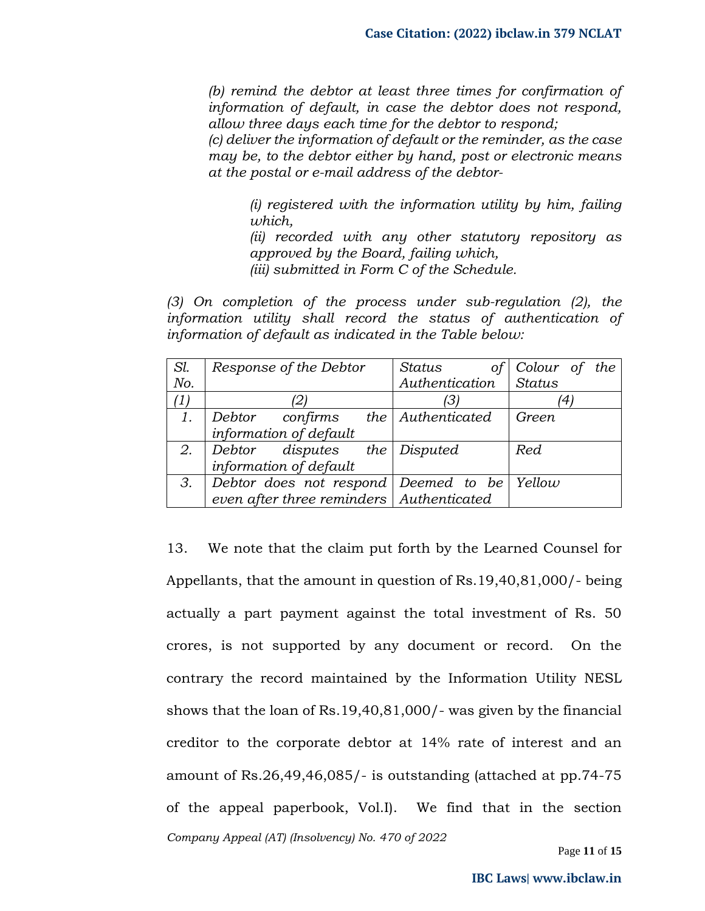*(b) remind the debtor at least three times for confirmation of information of default, in case the debtor does not respond, allow three days each time for the debtor to respond;*
*(c) deliver the information of default or the reminder, as the case may be, to the debtor either by hand, post or electronic means at the postal or e-mail address of the debtor-*

> *(i) registered with the information utility by him, failing which,*
> *(ii) recorded with any other statutory repository as approved by the Board, failing which,*
> *(iii) submitted in Form C of the Schedule.*

*(3) On completion of the process under sub-regulation (2), the information utility shall record the status of authentication of information of default as indicated in the Table below:*

| *Sl. No.* | *Response of the Debtor* | *Status of Authentication* | *Colour of the Status* |
|---|---|---|---|
| *(1)* | *(2)* | *(3)* | *(4)* |
| *1.* | *Debtor confirms the information of default* | *Authenticated* | *Green* |
| *2.* | *Debtor disputes the information of default* | *Disputed* | *Red* |
| *3.* | *Debtor does not respond even after three reminders* | *Deemed to be Authenticated* | *Yellow* |

13. We note that the claim put forth by the Learned Counsel for Appellants, that the amount in question of Rs.19,40,81,000/- being actually a part payment against the total investment of Rs. 50 crores, is not supported by any document or record. On the contrary the record maintained by the Information Utility NESL shows that the loan of Rs.19,40,81,000/- was given by the financial creditor to the corporate debtor at 14% rate of interest and an amount of Rs.26,49,46,085/- is outstanding (attached at pp.74-75 of the appeal paperbook, Vol.I). We find that in the section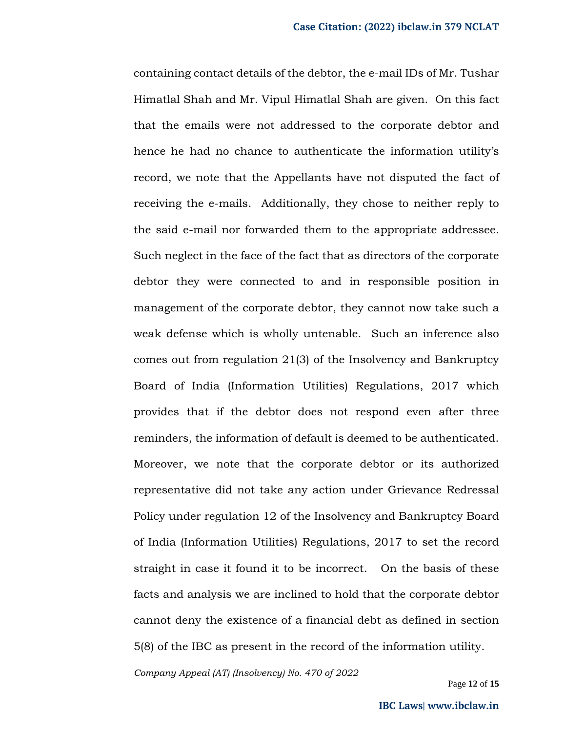containing contact details of the debtor, the e-mail IDs of Mr. Tushar Himatlal Shah and Mr. Vipul Himatlal Shah are given. On this fact that the emails were not addressed to the corporate debtor and hence he had no chance to authenticate the information utility's record, we note that the Appellants have not disputed the fact of receiving the e-mails. Additionally, they chose to neither reply to the said e-mail nor forwarded them to the appropriate addressee. Such neglect in the face of the fact that as directors of the corporate debtor they were connected to and in responsible position in management of the corporate debtor, they cannot now take such a weak defense which is wholly untenable. Such an inference also comes out from regulation 21(3) of the Insolvency and Bankruptcy Board of India (Information Utilities) Regulations, 2017 which provides that if the debtor does not respond even after three reminders, the information of default is deemed to be authenticated. Moreover, we note that the corporate debtor or its authorized representative did not take any action under Grievance Redressal Policy under regulation 12 of the Insolvency and Bankruptcy Board of India (Information Utilities) Regulations, 2017 to set the record straight in case it found it to be incorrect. On the basis of these facts and analysis we are inclined to hold that the corporate debtor cannot deny the existence of a financial debt as defined in section 5(8) of the IBC as present in the record of the information utility.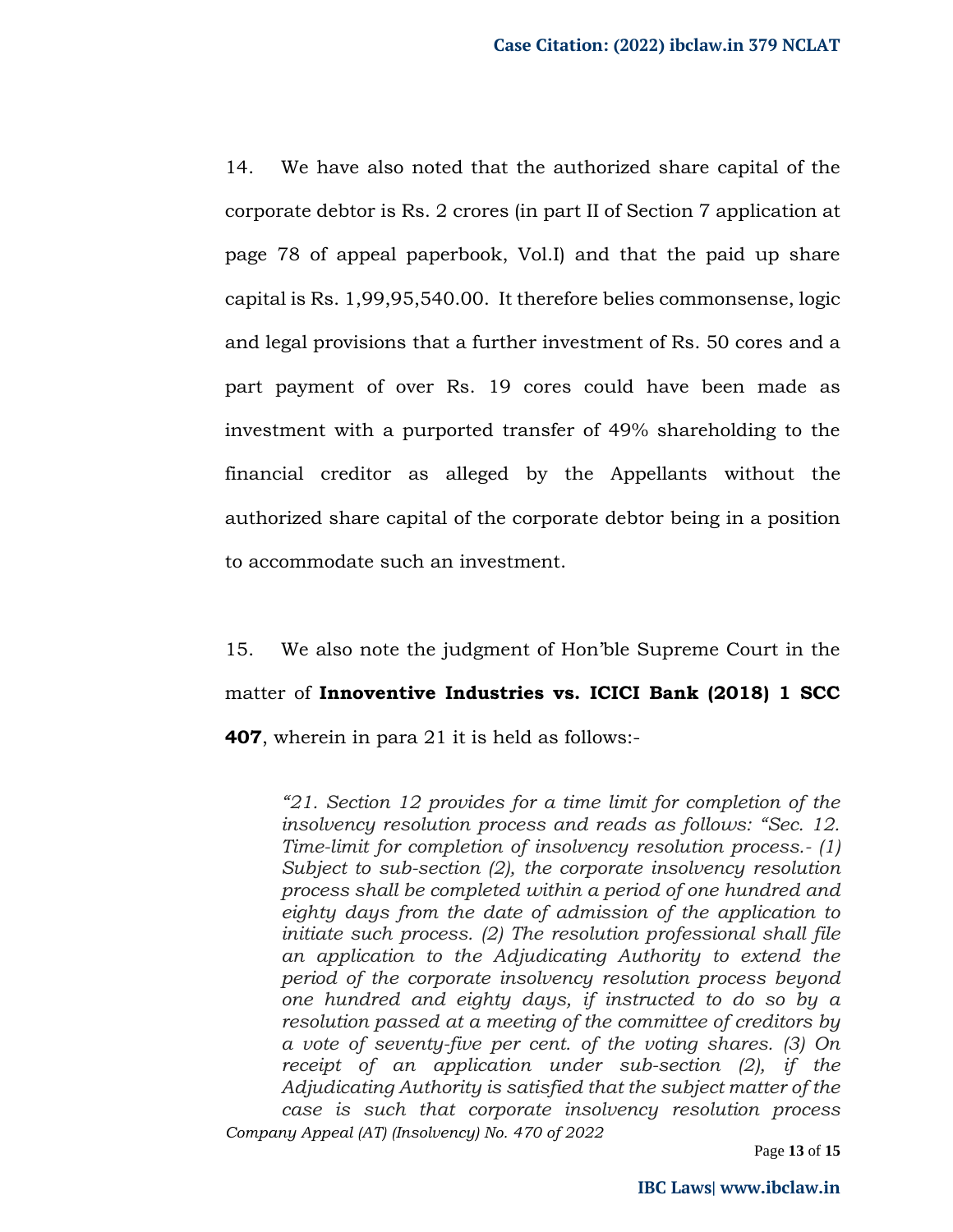14. We have also noted that the authorized share capital of the corporate debtor is Rs. 2 crores (in part II of Section 7 application at page 78 of appeal paperbook, Vol.I) and that the paid up share capital is Rs. 1,99,95,540.00. It therefore belies commonsense, logic and legal provisions that a further investment of Rs. 50 cores and a part payment of over Rs. 19 cores could have been made as investment with a purported transfer of 49% shareholding to the financial creditor as alleged by the Appellants without the authorized share capital of the corporate debtor being in a position to accommodate such an investment.

15. We also note the judgment of Hon'ble Supreme Court in the matter of **Innoventive Industries vs. ICICI Bank (2018) 1 SCC 407**, wherein in para 21 it is held as follows:-

> *"21. Section 12 provides for a time limit for completion of the insolvency resolution process and reads as follows: "Sec. 12. Time-limit for completion of insolvency resolution process.- (1) Subject to sub-section (2), the corporate insolvency resolution process shall be completed within a period of one hundred and eighty days from the date of admission of the application to initiate such process. (2) The resolution professional shall file an application to the Adjudicating Authority to extend the period of the corporate insolvency resolution process beyond one hundred and eighty days, if instructed to do so by a resolution passed at a meeting of the committee of creditors by a vote of seventy-five per cent. of the voting shares. (3) On receipt of an application under sub-section (2), if the Adjudicating Authority is satisfied that the subject matter of the case is such that corporate insolvency resolution process*

Company Appeal (AT) (Insolvency) No. 470 of 2022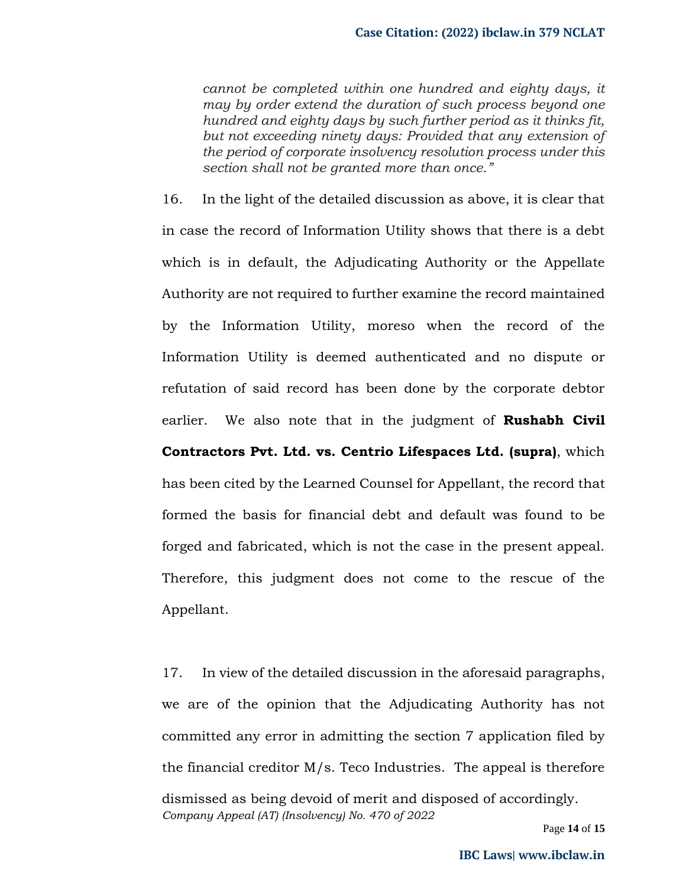*cannot be completed within one hundred and eighty days, it may by order extend the duration of such process beyond one hundred and eighty days by such further period as it thinks fit, but not exceeding ninety days: Provided that any extension of the period of corporate insolvency resolution process under this section shall not be granted more than once."*

16. In the light of the detailed discussion as above, it is clear that in case the record of Information Utility shows that there is a debt which is in default, the Adjudicating Authority or the Appellate Authority are not required to further examine the record maintained by the Information Utility, moreso when the record of the Information Utility is deemed authenticated and no dispute or refutation of said record has been done by the corporate debtor earlier. We also note that in the judgment of **Rushabh Civil Contractors Pvt. Ltd. vs. Centrio Lifespaces Ltd. (supra)**, which has been cited by the Learned Counsel for Appellant, the record that formed the basis for financial debt and default was found to be forged and fabricated, which is not the case in the present appeal. Therefore, this judgment does not come to the rescue of the Appellant.

17. In view of the detailed discussion in the aforesaid paragraphs, we are of the opinion that the Adjudicating Authority has not committed any error in admitting the section 7 application filed by the financial creditor M/s. Teco Industries. The appeal is therefore dismissed as being devoid of merit and disposed of accordingly.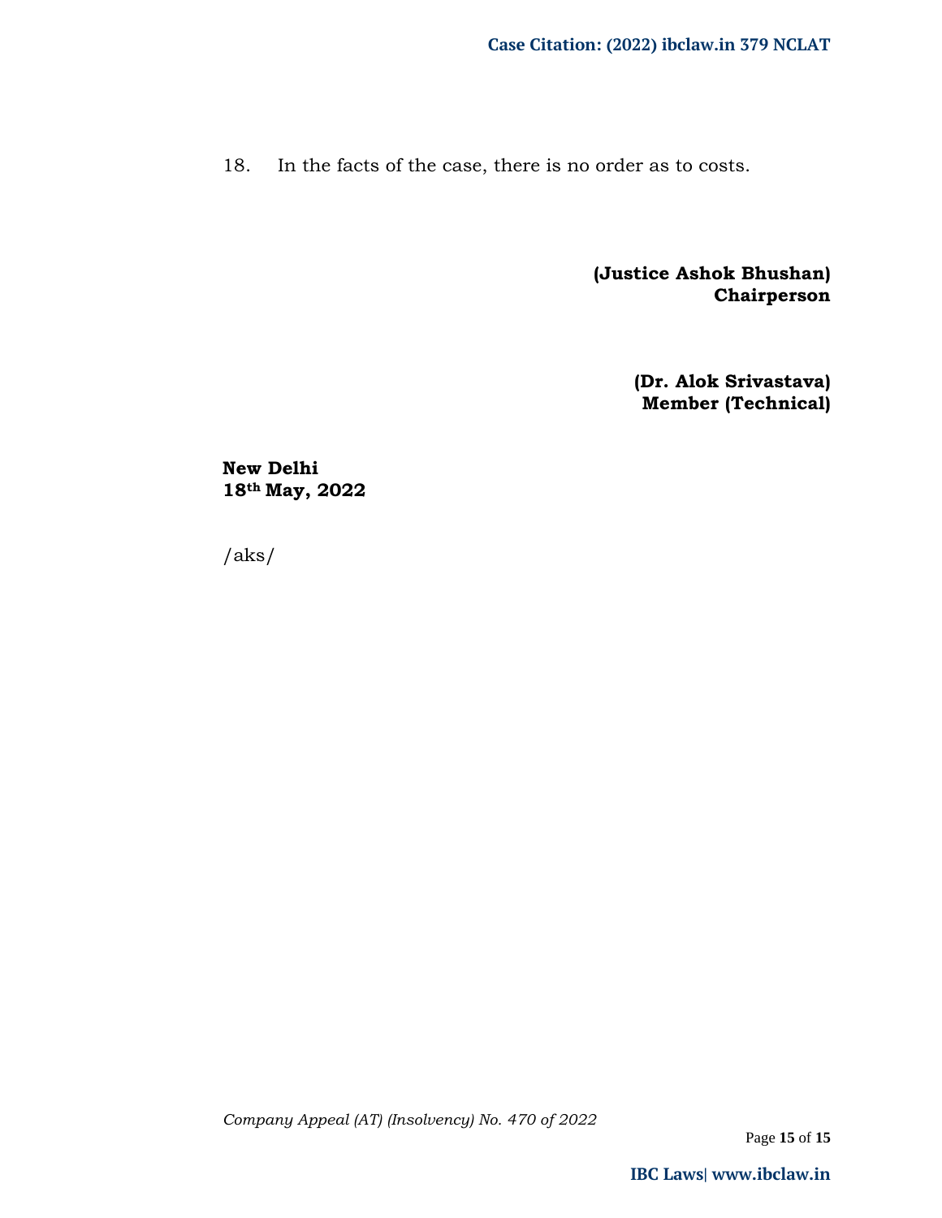18. In the facts of the case, there is no order as to costs.

**(Justice Ashok Bhushan)**
**Chairperson**

**(Dr. Alok Srivastava)**
**Member (Technical)**

**New Delhi**
**18th May, 2022**

/aks/